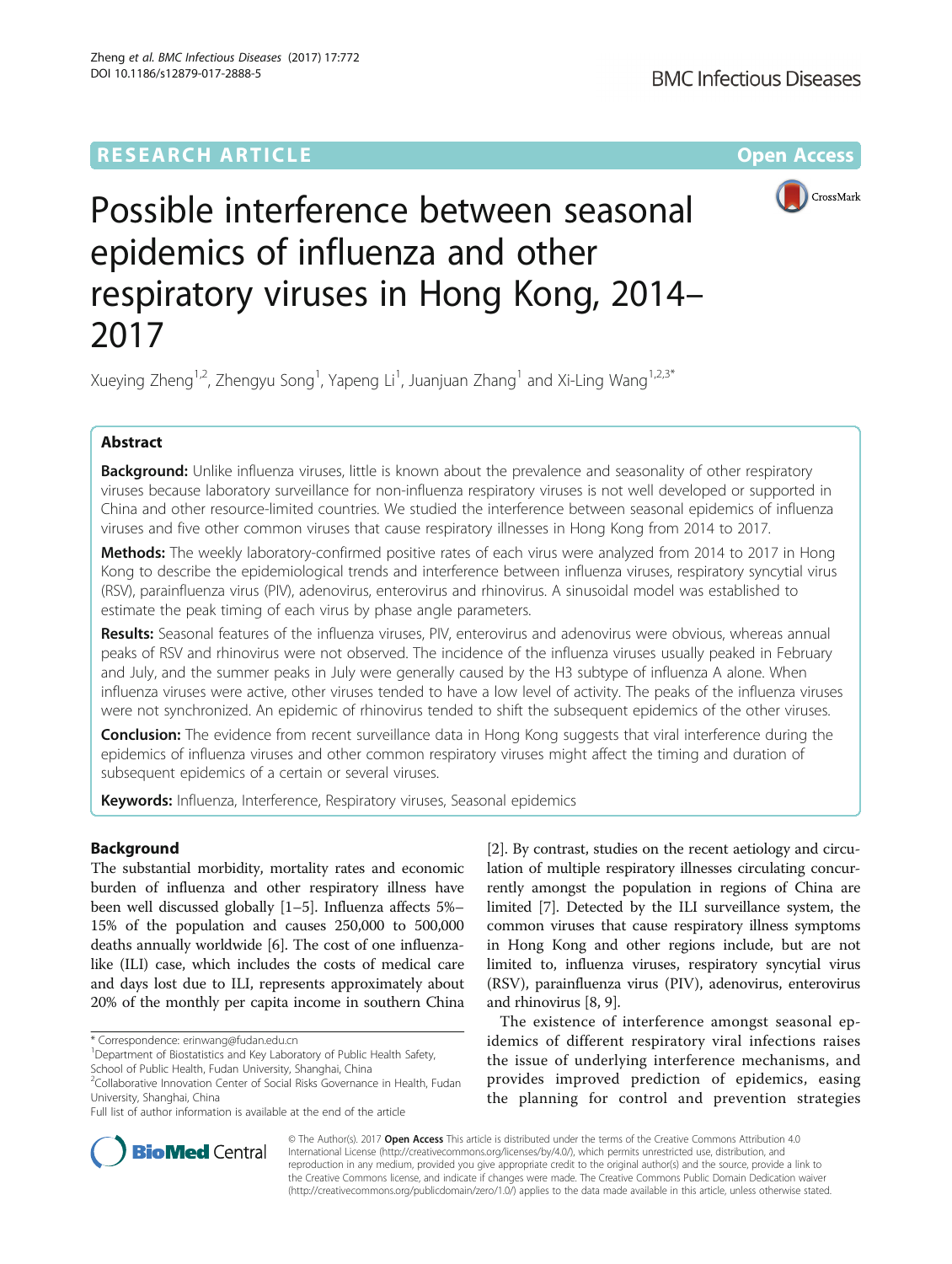RESEARCH ARTICLE

Open Access

# Possible interference between seasonal epidemics of influenza and other respiratory viruses in Hong Kong, 2014–2017

Xueying Zheng[1,2], Zhengyu Song[1], Yapeng Li[1], Juanjuan Zhang[1] and Xi-Ling Wang[1,2,3*]

## Abstract

**Background:** Unlike influenza viruses, little is known about the prevalence and seasonality of other respiratory viruses because laboratory surveillance for non-influenza respiratory viruses is not well developed or supported in China and other resource-limited countries. We studied the interference between seasonal epidemics of influenza viruses and five other common viruses that cause respiratory illnesses in Hong Kong from 2014 to 2017.

**Methods:** The weekly laboratory-confirmed positive rates of each virus were analyzed from 2014 to 2017 in Hong Kong to describe the epidemiological trends and interference between influenza viruses, respiratory syncytial virus (RSV), parainfluenza virus (PIV), adenovirus, enterovirus and rhinovirus. A sinusoidal model was established to estimate the peak timing of each virus by phase angle parameters.

**Results:** Seasonal features of the influenza viruses, PIV, enterovirus and adenovirus were obvious, whereas annual peaks of RSV and rhinovirus were not observed. The incidence of the influenza viruses usually peaked in February and July, and the summer peaks in July were generally caused by the H3 subtype of influenza A alone. When influenza viruses were active, other viruses tended to have a low level of activity. The peaks of the influenza viruses were not synchronized. An epidemic of rhinovirus tended to shift the subsequent epidemics of the other viruses.

**Conclusion:** The evidence from recent surveillance data in Hong Kong suggests that viral interference during the epidemics of influenza viruses and other common respiratory viruses might affect the timing and duration of subsequent epidemics of a certain or several viruses.

**Keywords:** Influenza, Interference, Respiratory viruses, Seasonal epidemics

## Background

The substantial morbidity, mortality rates and economic burden of influenza and other respiratory illness have been well discussed globally [1–5]. Influenza affects 5%–15% of the population and causes 250,000 to 500,000 deaths annually worldwide [6]. The cost of one influenza-like (ILI) case, which includes the costs of medical care and days lost due to ILI, represents approximately about 20% of the monthly per capita income in southern China [2]. By contrast, studies on the recent aetiology and circulation of multiple respiratory illnesses circulating concurrently amongst the population in regions of China are limited [7]. Detected by the ILI surveillance system, the common viruses that cause respiratory illness symptoms in Hong Kong and other regions include, but are not limited to, influenza viruses, respiratory syncytial virus (RSV), parainfluenza virus (PIV), adenovirus, enterovirus and rhinovirus [8, 9].

The existence of interference amongst seasonal epidemics of different respiratory viral infections raises the issue of underlying interference mechanisms, and provides improved prediction of epidemics, easing the planning for control and prevention strategies

\* Correspondence: erinwang@fudan.edu.cn
[1]Department of Biostatistics and Key Laboratory of Public Health Safety, School of Public Health, Fudan University, Shanghai, China
[2]Collaborative Innovation Center of Social Risks Governance in Health, Fudan University, Shanghai, China
Full list of author information is available at the end of the article

© The Author(s). 2017 **Open Access** This article is distributed under the terms of the Creative Commons Attribution 4.0 International License (http://creativecommons.org/licenses/by/4.0/), which permits unrestricted use, distribution, and reproduction in any medium, provided you give appropriate credit to the original author(s) and the source, provide a link to the Creative Commons license, and indicate if changes were made. The Creative Commons Public Domain Dedication waiver (http://creativecommons.org/publicdomain/zero/1.0/) applies to the data made available in this article, unless otherwise stated.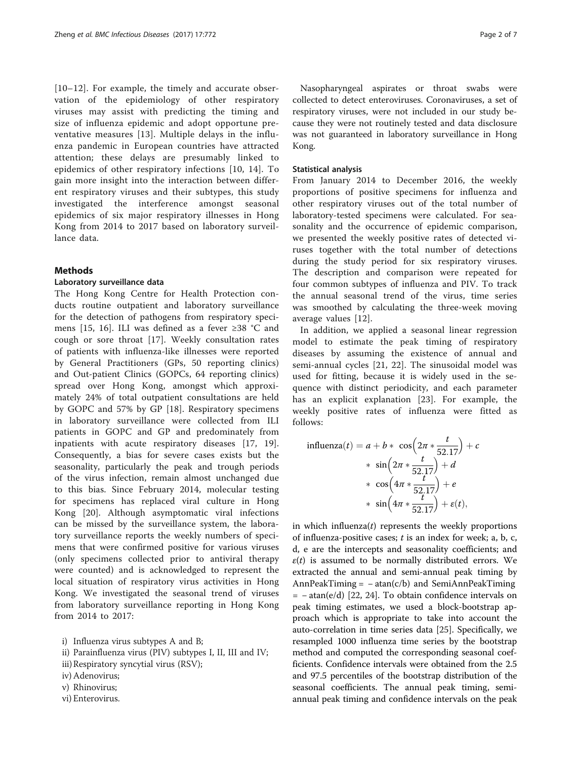[10–12]. For example, the timely and accurate observation of the epidemiology of other respiratory viruses may assist with predicting the timing and size of influenza epidemic and adopt opportune preventative measures [13]. Multiple delays in the influenza pandemic in European countries have attracted attention; these delays are presumably linked to epidemics of other respiratory infections [10, 14]. To gain more insight into the interaction between different respiratory viruses and their subtypes, this study investigated the interference amongst seasonal epidemics of six major respiratory illnesses in Hong Kong from 2014 to 2017 based on laboratory surveillance data.

## Methods

### Laboratory surveillance data

The Hong Kong Centre for Health Protection conducts routine outpatient and laboratory surveillance for the detection of pathogens from respiratory specimens [15, 16]. ILI was defined as a fever ≥38 °C and cough or sore throat [17]. Weekly consultation rates of patients with influenza-like illnesses were reported by General Practitioners (GPs, 50 reporting clinics) and Out-patient Clinics (GOPCs, 64 reporting clinics) spread over Hong Kong, amongst which approximately 24% of total outpatient consultations are held by GOPC and 57% by GP [18]. Respiratory specimens in laboratory surveillance were collected from ILI patients in GOPC and GP and predominately from inpatients with acute respiratory diseases [17, 19]. Consequently, a bias for severe cases exists but the seasonality, particularly the peak and trough periods of the virus infection, remain almost unchanged due to this bias. Since February 2014, molecular testing for specimens has replaced viral culture in Hong Kong [20]. Although asymptomatic viral infections can be missed by the surveillance system, the laboratory surveillance reports the weekly numbers of specimens that were confirmed positive for various viruses (only specimens collected prior to antiviral therapy were counted) and is acknowledged to represent the local situation of respiratory virus activities in Hong Kong. We investigated the seasonal trend of viruses from laboratory surveillance reporting in Hong Kong from 2014 to 2017:

i) Influenza virus subtypes A and B;
ii) Parainfluenza virus (PIV) subtypes I, II, III and IV;
iii) Respiratory syncytial virus (RSV);
iv) Adenovirus;
v) Rhinovirus;
vi) Enterovirus.

Nasopharyngeal aspirates or throat swabs were collected to detect enteroviruses. Coronaviruses, a set of respiratory viruses, were not included in our study because they were not routinely tested and data disclosure was not guaranteed in laboratory surveillance in Hong Kong.

### Statistical analysis

From January 2014 to December 2016, the weekly proportions of positive specimens for influenza and other respiratory viruses out of the total number of laboratory-tested specimens were calculated. For seasonality and the occurrence of epidemic comparison, we presented the weekly positive rates of detected viruses together with the total number of detections during the study period for six respiratory viruses. The description and comparison were repeated for four common subtypes of influenza and PIV. To track the annual seasonal trend of the virus, time series was smoothed by calculating the three-week moving average values [12].

In addition, we applied a seasonal linear regression model to estimate the peak timing of respiratory diseases by assuming the existence of annual and semi-annual cycles [21, 22]. The sinusoidal model was used for fitting, because it is widely used in the sequence with distinct periodicity, and each parameter has an explicit explanation [23]. For example, the weekly positive rates of influenza were fitted as follows:

$$\text{influenza}(t) = a + b * \cos\left(2\pi * \frac{t}{52.17}\right) + c * \sin\left(2\pi * \frac{t}{52.17}\right) + d * \cos\left(4\pi * \frac{t}{52.17}\right) + e * \sin\left(4\pi * \frac{t}{52.17}\right) + \varepsilon(t),$$

in which influenza($t$) represents the weekly proportions of influenza-positive cases; $t$ is an index for week; a, b, c, d, e are the intercepts and seasonality coefficients; and $\varepsilon(t)$ is assumed to be normally distributed errors. We extracted the annual and semi-annual peak timing by AnnPeakTiming = $-\operatorname{atan}(c/b)$ and SemiAnnPeakTiming = $-\operatorname{atan}(e/d)$ [22, 24]. To obtain confidence intervals on peak timing estimates, we used a block-bootstrap approach which is appropriate to take into account the auto-correlation in time series data [25]. Specifically, we resampled 1000 influenza time series by the bootstrap method and computed the corresponding seasonal coefficients. Confidence intervals were obtained from the 2.5 and 97.5 percentiles of the bootstrap distribution of the seasonal coefficients. The annual peak timing, semi-annual peak timing and confidence intervals on the peak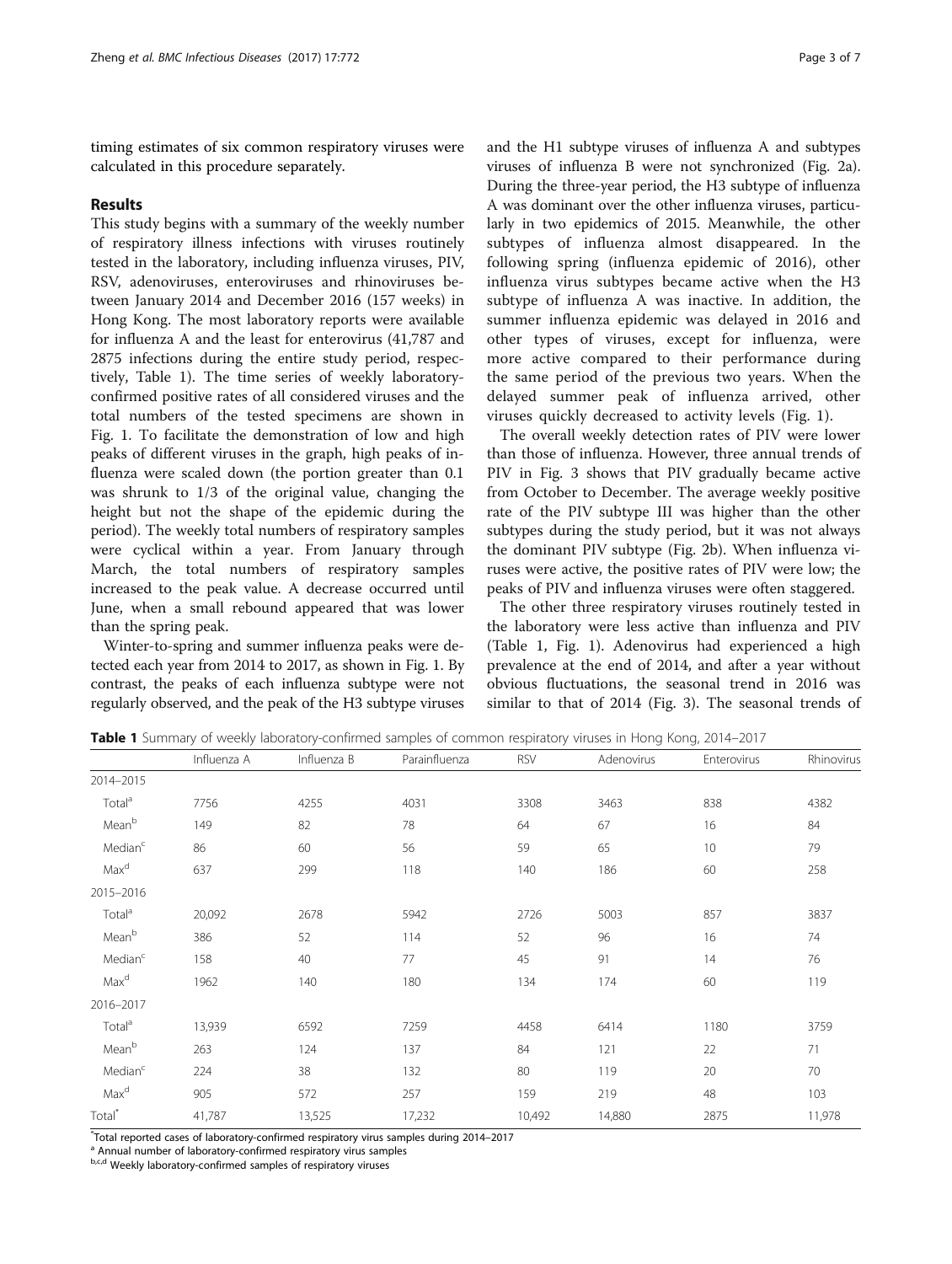timing estimates of six common respiratory viruses were calculated in this procedure separately.

## Results

This study begins with a summary of the weekly number of respiratory illness infections with viruses routinely tested in the laboratory, including influenza viruses, PIV, RSV, adenoviruses, enteroviruses and rhinoviruses between January 2014 and December 2016 (157 weeks) in Hong Kong. The most laboratory reports were available for influenza A and the least for enterovirus (41,787 and 2875 infections during the entire study period, respectively, Table 1). The time series of weekly laboratory-confirmed positive rates of all considered viruses and the total numbers of the tested specimens are shown in Fig. 1. To facilitate the demonstration of low and high peaks of different viruses in the graph, high peaks of influenza were scaled down (the portion greater than 0.1 was shrunk to 1/3 of the original value, changing the height but not the shape of the epidemic during the period). The weekly total numbers of respiratory samples were cyclical within a year. From January through March, the total numbers of respiratory samples increased to the peak value. A decrease occurred until June, when a small rebound appeared that was lower than the spring peak.

Winter-to-spring and summer influenza peaks were detected each year from 2014 to 2017, as shown in Fig. 1. By contrast, the peaks of each influenza subtype were not regularly observed, and the peak of the H3 subtype viruses and the H1 subtype viruses of influenza A and subtypes viruses of influenza B were not synchronized (Fig. 2a). During the three-year period, the H3 subtype of influenza A was dominant over the other influenza viruses, particularly in two epidemics of 2015. Meanwhile, the other subtypes of influenza almost disappeared. In the following spring (influenza epidemic of 2016), other influenza virus subtypes became active when the H3 subtype of influenza A was inactive. In addition, the summer influenza epidemic was delayed in 2016 and other types of viruses, except for influenza, were more active compared to their performance during the same period of the previous two years. When the delayed summer peak of influenza arrived, other viruses quickly decreased to activity levels (Fig. 1).

The overall weekly detection rates of PIV were lower than those of influenza. However, three annual trends of PIV in Fig. 3 shows that PIV gradually became active from October to December. The average weekly positive rate of the PIV subtype III was higher than the other subtypes during the study period, but it was not always the dominant PIV subtype (Fig. 2b). When influenza viruses were active, the positive rates of PIV were low; the peaks of PIV and influenza viruses were often staggered.

The other three respiratory viruses routinely tested in the laboratory were less active than influenza and PIV (Table 1, Fig. 1). Adenovirus had experienced a high prevalence at the end of 2014, and after a year without obvious fluctuations, the seasonal trend in 2016 was similar to that of 2014 (Fig. 3). The seasonal trends of

**Table 1** Summary of weekly laboratory-confirmed samples of common respiratory viruses in Hong Kong, 2014–2017

| | Influenza A | Influenza B | Parainfluenza | RSV | Adenovirus | Enterovirus | Rhinovirus |
|---|---|---|---|---|---|---|---|
| 2014–2015 | | | | | | | |
| Total[a] | 7756 | 4255 | 4031 | 3308 | 3463 | 838 | 4382 |
| Mean[b] | 149 | 82 | 78 | 64 | 67 | 16 | 84 |
| Median[c] | 86 | 60 | 56 | 59 | 65 | 10 | 79 |
| Max[d] | 637 | 299 | 118 | 140 | 186 | 60 | 258 |
| 2015–2016 | | | | | | | |
| Total[a] | 20,092 | 2678 | 5942 | 2726 | 5003 | 857 | 3837 |
| Mean[b] | 386 | 52 | 114 | 52 | 96 | 16 | 74 |
| Median[c] | 158 | 40 | 77 | 45 | 91 | 14 | 76 |
| Max[d] | 1962 | 140 | 180 | 134 | 174 | 60 | 119 |
| 2016–2017 | | | | | | | |
| Total[a] | 13,939 | 6592 | 7259 | 4458 | 6414 | 1180 | 3759 |
| Mean[b] | 263 | 124 | 137 | 84 | 121 | 22 | 71 |
| Median[c] | 224 | 38 | 132 | 80 | 119 | 20 | 70 |
| Max[d] | 905 | 572 | 257 | 159 | 219 | 48 | 103 |
| Total[*] | 41,787 | 13,525 | 17,232 | 10,492 | 14,880 | 2875 | 11,978 |

[*]Total reported cases of laboratory-confirmed respiratory virus samples during 2014–2017
[a] Annual number of laboratory-confirmed respiratory virus samples
[b,c,d] Weekly laboratory-confirmed samples of respiratory viruses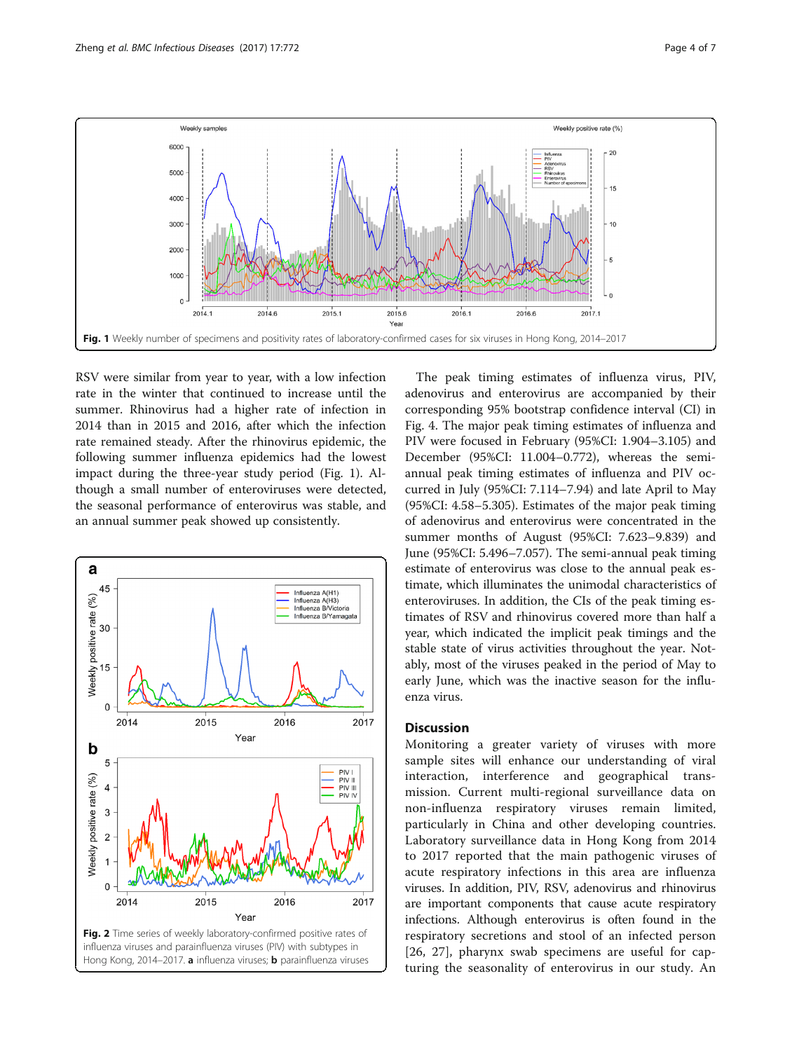Fig. 1 Weekly number of specimens and positivity rates of laboratory-confirmed cases for six viruses in Hong Kong, 2014–2017

RSV were similar from year to year, with a low infection rate in the winter that continued to increase until the summer. Rhinovirus had a higher rate of infection in 2014 than in 2015 and 2016, after which the infection rate remained steady. After the rhinovirus epidemic, the following summer influenza epidemics had the lowest impact during the three-year study period (Fig. 1). Although a small number of enteroviruses were detected, the seasonal performance of enterovirus was stable, and an annual summer peak showed up consistently.

Fig. 2 Time series of weekly laboratory-confirmed positive rates of influenza viruses and parainfluenza viruses (PIV) with subtypes in Hong Kong, 2014–2017. **a** influenza viruses; **b** parainfluenza viruses

The peak timing estimates of influenza virus, PIV, adenovirus and enterovirus are accompanied by their corresponding 95% bootstrap confidence interval (CI) in Fig. 4. The major peak timing estimates of influenza and PIV were focused in February (95%CI: 1.904–3.105) and December (95%CI: 11.004–0.772), whereas the semi-annual peak timing estimates of influenza and PIV occurred in July (95%CI: 7.114–7.94) and late April to May (95%CI: 4.58–5.305). Estimates of the major peak timing of adenovirus and enterovirus were concentrated in the summer months of August (95%CI: 7.623–9.839) and June (95%CI: 5.496–7.057). The semi-annual peak timing estimate of enterovirus was close to the annual peak estimate, which illuminates the unimodal characteristics of enteroviruses. In addition, the CIs of the peak timing estimates of RSV and rhinovirus covered more than half a year, which indicated the implicit peak timings and the stable state of virus activities throughout the year. Notably, most of the viruses peaked in the period of May to early June, which was the inactive season for the influenza virus.

## Discussion

Monitoring a greater variety of viruses with more sample sites will enhance our understanding of viral interaction, interference and geographical transmission. Current multi-regional surveillance data on non-influenza respiratory viruses remain limited, particularly in China and other developing countries. Laboratory surveillance data in Hong Kong from 2014 to 2017 reported that the main pathogenic viruses of acute respiratory infections in this area are influenza viruses. In addition, PIV, RSV, adenovirus and rhinovirus are important components that cause acute respiratory infections. Although enterovirus is often found in the respiratory secretions and stool of an infected person [26, 27], pharynx swab specimens are useful for capturing the seasonality of enterovirus in our study. An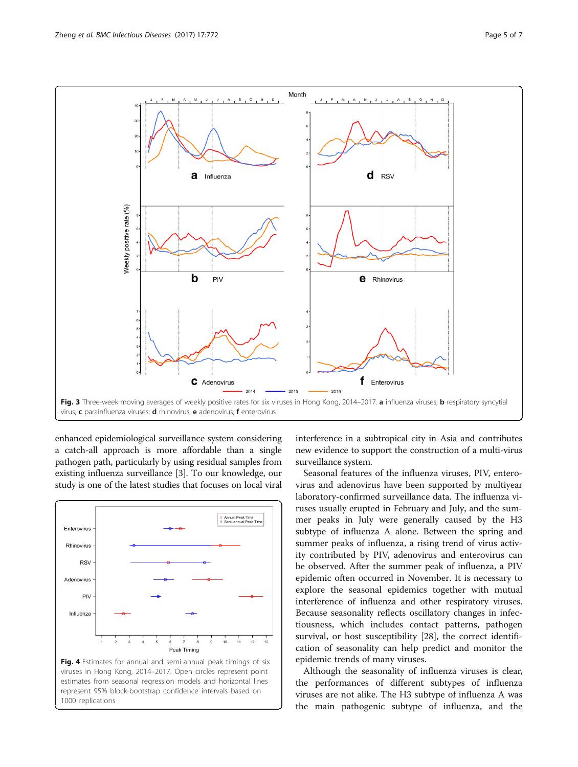Fig. 3 Three-week moving averages of weekly positive rates for six viruses in Hong Kong, 2014–2017. **a** influenza viruses; **b** respiratory syncytial virus; **c** parainfluenza viruses; **d** rhinovirus; **e** adenovirus; **f** enterovirus

enhanced epidemiological surveillance system considering a catch-all approach is more affordable than a single pathogen path, particularly by using residual samples from existing influenza surveillance [3]. To our knowledge, our study is one of the latest studies that focuses on local viral interference in a subtropical city in Asia and contributes new evidence to support the construction of a multi-virus surveillance system.

Fig. 4 Estimates for annual and semi-annual peak timings of six viruses in Hong Kong, 2014–2017. Open circles represent point estimates from seasonal regression models and horizontal lines represent 95% block-bootstrap confidence intervals based on 1000 replications

Seasonal features of the influenza viruses, PIV, enterovirus and adenovirus have been supported by multiyear laboratory-confirmed surveillance data. The influenza viruses usually erupted in February and July, and the summer peaks in July were generally caused by the H3 subtype of influenza A alone. Between the spring and summer peaks of influenza, a rising trend of virus activity contributed by PIV, adenovirus and enterovirus can be observed. After the summer peak of influenza, a PIV epidemic often occurred in November. It is necessary to explore the seasonal epidemics together with mutual interference of influenza and other respiratory viruses. Because seasonality reflects oscillatory changes in infectiousness, which includes contact patterns, pathogen survival, or host susceptibility [28], the correct identification of seasonality can help predict and monitor the epidemic trends of many viruses.

Although the seasonality of influenza viruses is clear, the performances of different subtypes of influenza viruses are not alike. The H3 subtype of influenza A was the main pathogenic subtype of influenza, and the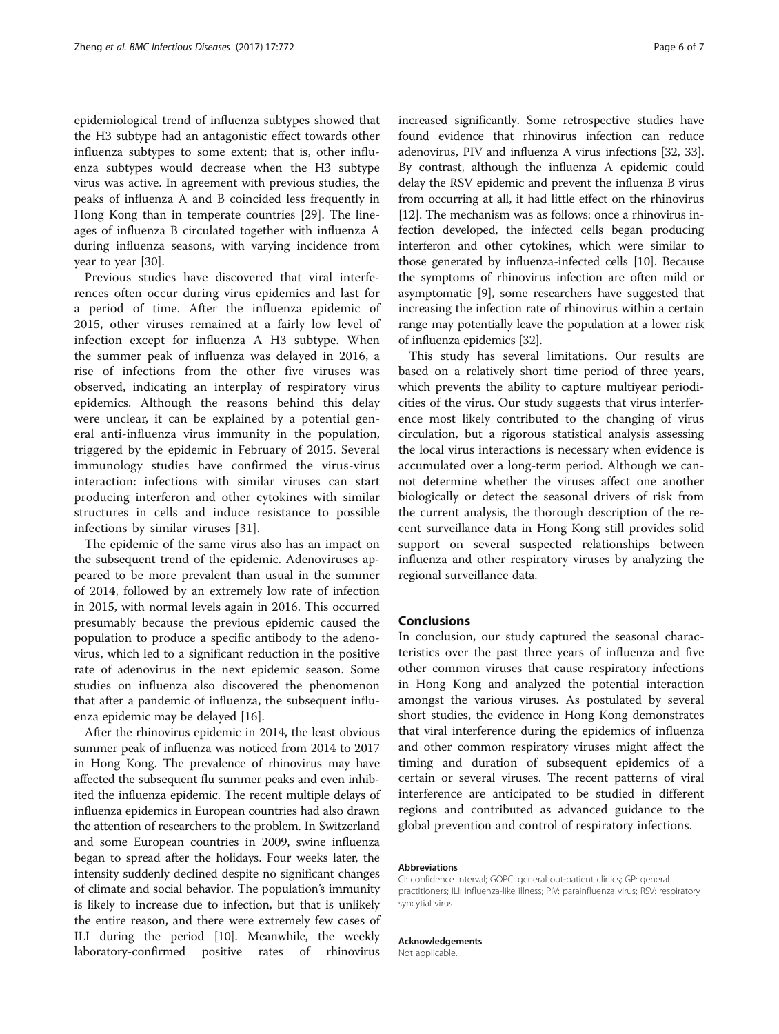epidemiological trend of influenza subtypes showed that the H3 subtype had an antagonistic effect towards other influenza subtypes to some extent; that is, other influenza subtypes would decrease when the H3 subtype virus was active. In agreement with previous studies, the peaks of influenza A and B coincided less frequently in Hong Kong than in temperate countries [29]. The lineages of influenza B circulated together with influenza A during influenza seasons, with varying incidence from year to year [30].

Previous studies have discovered that viral interferences often occur during virus epidemics and last for a period of time. After the influenza epidemic of 2015, other viruses remained at a fairly low level of infection except for influenza A H3 subtype. When the summer peak of influenza was delayed in 2016, a rise of infections from the other five viruses was observed, indicating an interplay of respiratory virus epidemics. Although the reasons behind this delay were unclear, it can be explained by a potential general anti-influenza virus immunity in the population, triggered by the epidemic in February of 2015. Several immunology studies have confirmed the virus-virus interaction: infections with similar viruses can start producing interferon and other cytokines with similar structures in cells and induce resistance to possible infections by similar viruses [31].

The epidemic of the same virus also has an impact on the subsequent trend of the epidemic. Adenoviruses appeared to be more prevalent than usual in the summer of 2014, followed by an extremely low rate of infection in 2015, with normal levels again in 2016. This occurred presumably because the previous epidemic caused the population to produce a specific antibody to the adenovirus, which led to a significant reduction in the positive rate of adenovirus in the next epidemic season. Some studies on influenza also discovered the phenomenon that after a pandemic of influenza, the subsequent influenza epidemic may be delayed [16].

After the rhinovirus epidemic in 2014, the least obvious summer peak of influenza was noticed from 2014 to 2017 in Hong Kong. The prevalence of rhinovirus may have affected the subsequent flu summer peaks and even inhibited the influenza epidemic. The recent multiple delays of influenza epidemics in European countries had also drawn the attention of researchers to the problem. In Switzerland and some European countries in 2009, swine influenza began to spread after the holidays. Four weeks later, the intensity suddenly declined despite no significant changes of climate and social behavior. The population's immunity is likely to increase due to infection, but that is unlikely the entire reason, and there were extremely few cases of ILI during the period [10]. Meanwhile, the weekly laboratory-confirmed positive rates of rhinovirus increased significantly. Some retrospective studies have found evidence that rhinovirus infection can reduce adenovirus, PIV and influenza A virus infections [32, 33]. By contrast, although the influenza A epidemic could delay the RSV epidemic and prevent the influenza B virus from occurring at all, it had little effect on the rhinovirus [12]. The mechanism was as follows: once a rhinovirus infection developed, the infected cells began producing interferon and other cytokines, which were similar to those generated by influenza-infected cells [10]. Because the symptoms of rhinovirus infection are often mild or asymptomatic [9], some researchers have suggested that increasing the infection rate of rhinovirus within a certain range may potentially leave the population at a lower risk of influenza epidemics [32].

This study has several limitations. Our results are based on a relatively short time period of three years, which prevents the ability to capture multiyear periodicities of the virus. Our study suggests that virus interference most likely contributed to the changing of virus circulation, but a rigorous statistical analysis assessing the local virus interactions is necessary when evidence is accumulated over a long-term period. Although we cannot determine whether the viruses affect one another biologically or detect the seasonal drivers of risk from the current analysis, the thorough description of the recent surveillance data in Hong Kong still provides solid support on several suspected relationships between influenza and other respiratory viruses by analyzing the regional surveillance data.

## Conclusions

In conclusion, our study captured the seasonal characteristics over the past three years of influenza and five other common viruses that cause respiratory infections in Hong Kong and analyzed the potential interaction amongst the various viruses. As postulated by several short studies, the evidence in Hong Kong demonstrates that viral interference during the epidemics of influenza and other common respiratory viruses might affect the timing and duration of subsequent epidemics of a certain or several viruses. The recent patterns of viral interference are anticipated to be studied in different regions and contributed as advanced guidance to the global prevention and control of respiratory infections.

#### Abbreviations

CI: confidence interval; GOPC: general out-patient clinics; GP: general practitioners; ILI: influenza-like illness; PIV: parainfluenza virus; RSV: respiratory syncytial virus

#### Acknowledgements

Not applicable.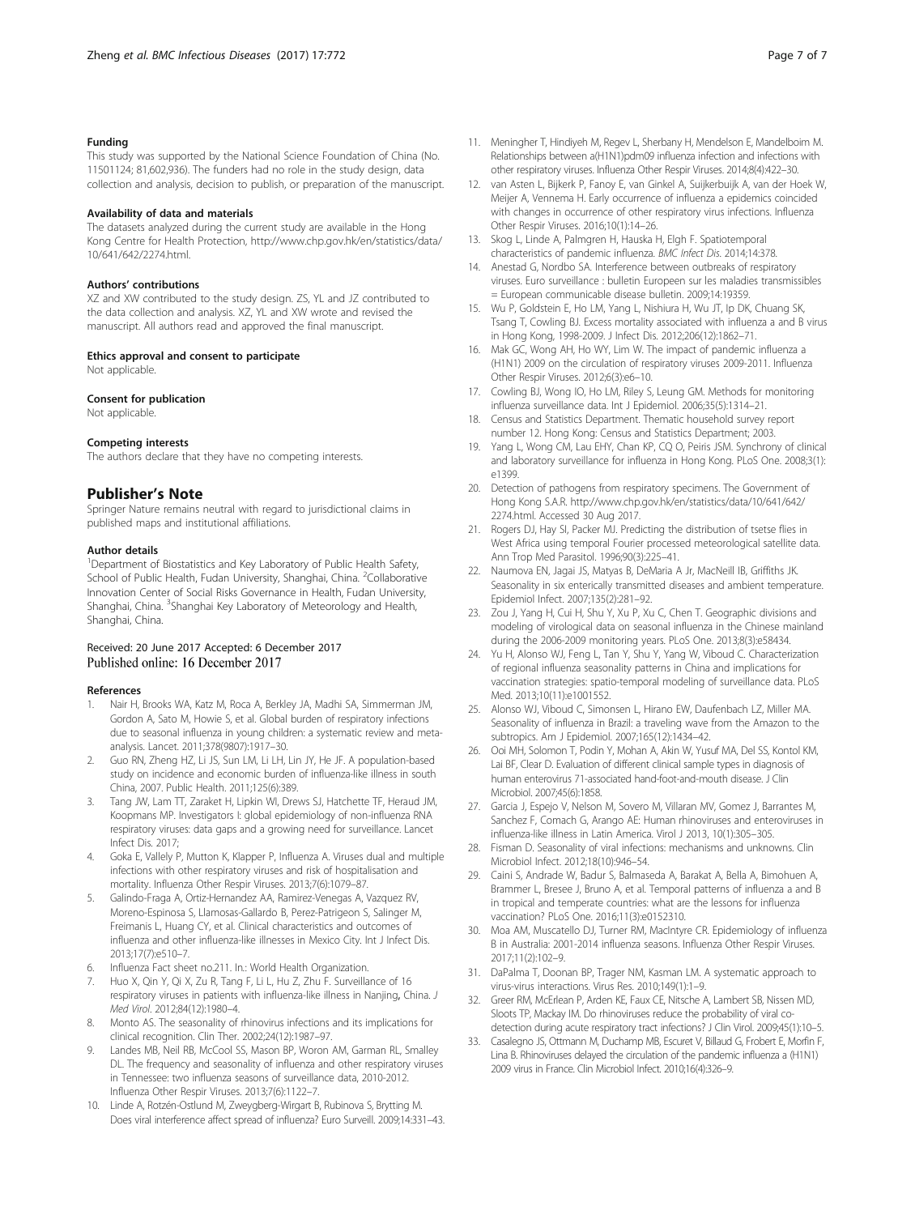#### Funding

This study was supported by the National Science Foundation of China (No. 11501124; 81,602,936). The funders had no role in the study design, data collection and analysis, decision to publish, or preparation of the manuscript.

#### Availability of data and materials

The datasets analyzed during the current study are available in the Hong Kong Centre for Health Protection, http://www.chp.gov.hk/en/statistics/data/10/641/642/2274.html.

#### Authors' contributions

XZ and XW contributed to the study design. ZS, YL and JZ contributed to the data collection and analysis. XZ, YL and XW wrote and revised the manuscript. All authors read and approved the final manuscript.

#### Ethics approval and consent to participate

Not applicable.

#### Consent for publication

Not applicable.

#### Competing interests

The authors declare that they have no competing interests.

## Publisher's Note

Springer Nature remains neutral with regard to jurisdictional claims in published maps and institutional affiliations.

#### Author details

[1]Department of Biostatistics and Key Laboratory of Public Health Safety, School of Public Health, Fudan University, Shanghai, China. [2]Collaborative Innovation Center of Social Risks Governance in Health, Fudan University, Shanghai, China. [3]Shanghai Key Laboratory of Meteorology and Health, Shanghai, China.

Received: 20 June 2017 Accepted: 6 December 2017
Published online: 16 December 2017

#### References

1. Nair H, Brooks WA, Katz M, Roca A, Berkley JA, Madhi SA, Simmerman JM, Gordon A, Sato M, Howie S, et al. Global burden of respiratory infections due to seasonal influenza in young children: a systematic review and meta-analysis. Lancet. 2011;378(9807):1917–30.
2. Guo RN, Zheng HZ, Li JS, Sun LM, Li LH, Lin JY, He JF. A population-based study on incidence and economic burden of influenza-like illness in south China, 2007. Public Health. 2011;125(6):389.
3. Tang JW, Lam TT, Zaraket H, Lipkin WI, Drews SJ, Hatchette TF, Heraud JM, Koopmans MP. Investigators I: global epidemiology of non-influenza RNA respiratory viruses: data gaps and a growing need for surveillance. Lancet Infect Dis. 2017;
4. Goka E, Vallely P, Mutton K, Klapper P, Influenza A. Viruses dual and multiple infections with other respiratory viruses and risk of hospitalisation and mortality. Influenza Other Respir Viruses. 2013;7(6):1079–87.
5. Galindo-Fraga A, Ortiz-Hernandez AA, Ramirez-Venegas A, Vazquez RV, Moreno-Espinosa S, Llamosas-Gallardo B, Perez-Patrigeon S, Salinger M, Freimanis L, Huang CY, et al. Clinical characteristics and outcomes of influenza and other influenza-like illnesses in Mexico City. Int J Infect Dis. 2013;17(7):e510–7.
6. Influenza Fact sheet no.211. In.: World Health Organization.
7. Huo X, Qin Y, Qi X, Zu R, Tang F, Li L, Hu Z, Zhu F. Surveillance of 16 respiratory viruses in patients with influenza-like illness in Nanjing, China. *J Med Virol*. 2012;84(12):1980–4.
8. Monto AS. The seasonality of rhinovirus infections and its implications for clinical recognition. Clin Ther. 2002;24(12):1987–97.
9. Landes MB, Neil RB, McCool SS, Mason BP, Woron AM, Garman RL, Smalley DL. The frequency and seasonality of influenza and other respiratory viruses in Tennessee: two influenza seasons of surveillance data, 2010-2012. Influenza Other Respir Viruses. 2013;7(6):1122–7.
10. Linde A, Rotzén-Ostlund M, Zweygberg-Wirgart B, Rubinova S, Brytting M. Does viral interference affect spread of influenza? Euro Surveill. 2009;14:331–43.
11. Meningher T, Hindiyeh M, Regev L, Sherbany H, Mendelson E, Mandelboim M. Relationships between a(H1N1)pdm09 influenza infection and infections with other respiratory viruses. Influenza Other Respir Viruses. 2014;8(4):422–30.
12. van Asten L, Bijkerk P, Fanoy E, van Ginkel A, Suijkerbuijk A, van der Hoek W, Meijer A, Vennema H. Early occurrence of influenza a epidemics coincided with changes in occurrence of other respiratory virus infections. Influenza Other Respir Viruses. 2016;10(1):14–26.
13. Skog L, Linde A, Palmgren H, Hauska H, Elgh F. Spatiotemporal characteristics of pandemic influenza. *BMC Infect Dis*. 2014;14:378.
14. Anestad G, Nordbo SA. Interference between outbreaks of respiratory viruses. Euro surveillance : bulletin Europeen sur les maladies transmissibles = European communicable disease bulletin. 2009;14:19359.
15. Wu P, Goldstein E, Ho LM, Yang L, Nishiura H, Wu JT, Ip DK, Chuang SK, Tsang T, Cowling BJ. Excess mortality associated with influenza a and B virus in Hong Kong, 1998-2009. J Infect Dis. 2012;206(12):1862–71.
16. Mak GC, Wong AH, Ho WY, Lim W. The impact of pandemic influenza a (H1N1) 2009 on the circulation of respiratory viruses 2009-2011. Influenza Other Respir Viruses. 2012;6(3):e6–10.
17. Cowling BJ, Wong IO, Ho LM, Riley S, Leung GM. Methods for monitoring influenza surveillance data. Int J Epidemiol. 2006;35(5):1314–21.
18. Census and Statistics Department. Thematic household survey report number 12. Hong Kong: Census and Statistics Department; 2003.
19. Yang L, Wong CM, Lau EHY, Chan KP, CQ O, Peiris JSM. Synchrony of clinical and laboratory surveillance for influenza in Hong Kong. PLoS One. 2008;3(1):e1399.
20. Detection of pathogens from respiratory specimens. The Government of Hong Kong S.A.R. http://www.chp.gov.hk/en/statistics/data/10/641/642/2274.html. Accessed 30 Aug 2017.
21. Rogers DJ, Hay SI, Packer MJ. Predicting the distribution of tsetse flies in West Africa using temporal Fourier processed meteorological satellite data. Ann Trop Med Parasitol. 1996;90(3):225–41.
22. Naumova EN, Jagai JS, Matyas B, DeMaria A Jr, MacNeill IB, Griffiths JK. Seasonality in six enterically transmitted diseases and ambient temperature. Epidemiol Infect. 2007;135(2):281–92.
23. Zou J, Yang H, Cui H, Shu Y, Xu P, Xu C, Chen T. Geographic divisions and modeling of virological data on seasonal influenza in the Chinese mainland during the 2006-2009 monitoring years. PLoS One. 2013;8(3):e58434.
24. Yu H, Alonso WJ, Feng L, Tan Y, Shu Y, Yang W, Viboud C. Characterization of regional influenza seasonality patterns in China and implications for vaccination strategies: spatio-temporal modeling of surveillance data. PLoS Med. 2013;10(11):e1001552.
25. Alonso WJ, Viboud C, Simonsen L, Hirano EW, Daufenbach LZ, Miller MA. Seasonality of influenza in Brazil: a traveling wave from the Amazon to the subtropics. Am J Epidemiol. 2007;165(12):1434–42.
26. Ooi MH, Solomon T, Podin Y, Mohan A, Akin W, Yusuf MA, Del SS, Kontol KM, Lai BF, Clear D. Evaluation of different clinical sample types in diagnosis of human enterovirus 71-associated hand-foot-and-mouth disease. J Clin Microbiol. 2007;45(6):1858.
27. Garcia J, Espejo V, Nelson M, Sovero M, Villaran MV, Gomez J, Barrantes M, Sanchez F, Comach G, Arango AE: Human rhinoviruses and enteroviruses in influenza-like illness in Latin America. Virol J 2013, 10(1):305–305.
28. Fisman D. Seasonality of viral infections: mechanisms and unknowns. Clin Microbiol Infect. 2012;18(10):946–54.
29. Caini S, Andrade W, Badur S, Balmaseda A, Barakat A, Bella A, Bimohuen A, Brammer L, Bresee J, Bruno A, et al. Temporal patterns of influenza a and B in tropical and temperate countries: what are the lessons for influenza vaccination? PLoS One. 2016;11(3):e0152310.
30. Moa AM, Muscatello DJ, Turner RM, MacIntyre CR. Epidemiology of influenza B in Australia: 2001-2014 influenza seasons. Influenza Other Respir Viruses. 2017;11(2):102–9.
31. DaPalma T, Doonan BP, Trager NM, Kasman LM. A systematic approach to virus-virus interactions. Virus Res. 2010;149(1):1–9.
32. Greer RM, McErlean P, Arden KE, Faux CE, Nitsche A, Lambert SB, Nissen MD, Sloots TP, Mackay IM. Do rhinoviruses reduce the probability of viral co-detection during acute respiratory tract infections? J Clin Virol. 2009;45(1):10–5.
33. Casalegno JS, Ottmann M, Duchamp MB, Escuret V, Billaud G, Frobert E, Morfin F, Lina B. Rhinoviruses delayed the circulation of the pandemic influenza a (H1N1) 2009 virus in France. Clin Microbiol Infect. 2010;16(4):326–9.